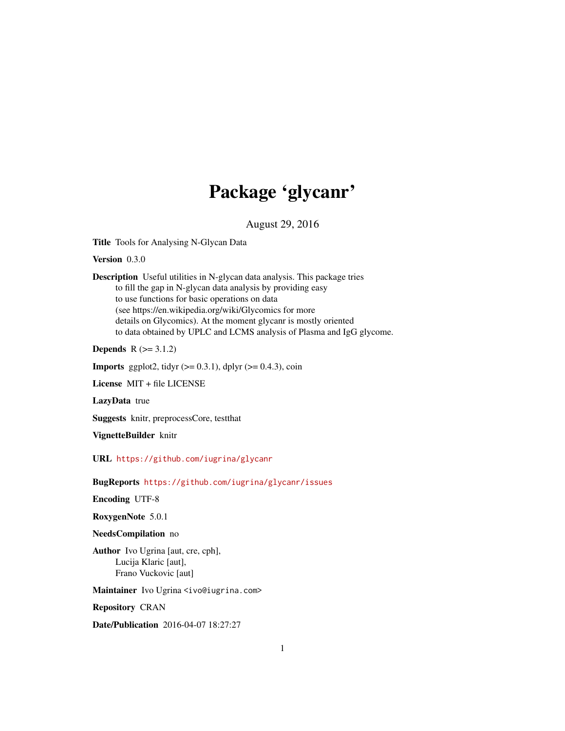# Package 'glycanr'

August 29, 2016

**Title** Tools for Analysing N-Glycan Data

**Version** 0.3.0

**Description** Useful utilities in N-glycan data analysis. This package tries to fill the gap in N-glycan data analysis by providing easy to use functions for basic operations on data (see https://en.wikipedia.org/wiki/Glycomics for more details on Glycomics). At the moment glycanr is mostly oriented to data obtained by UPLC and LCMS analysis of Plasma and IgG glycome.

**Depends** R (>= 3.1.2)

**Imports** ggplot2, tidyr (>= 0.3.1), dplyr (>= 0.4.3), coin

**License** MIT + file LICENSE

**LazyData** true

**Suggests** knitr, preprocessCore, testthat

**VignetteBuilder** knitr

**URL** https://github.com/iugrina/glycanr

**BugReports** https://github.com/iugrina/glycanr/issues

**Encoding** UTF-8

**RoxygenNote** 5.0.1

**NeedsCompilation** no

**Author** Ivo Ugrina [aut, cre, cph],
Lucija Klaric [aut],
Frano Vuckovic [aut]

**Maintainer** Ivo Ugrina <ivo@iugrina.com>

**Repository** CRAN

**Date/Publication** 2016-04-07 18:27:27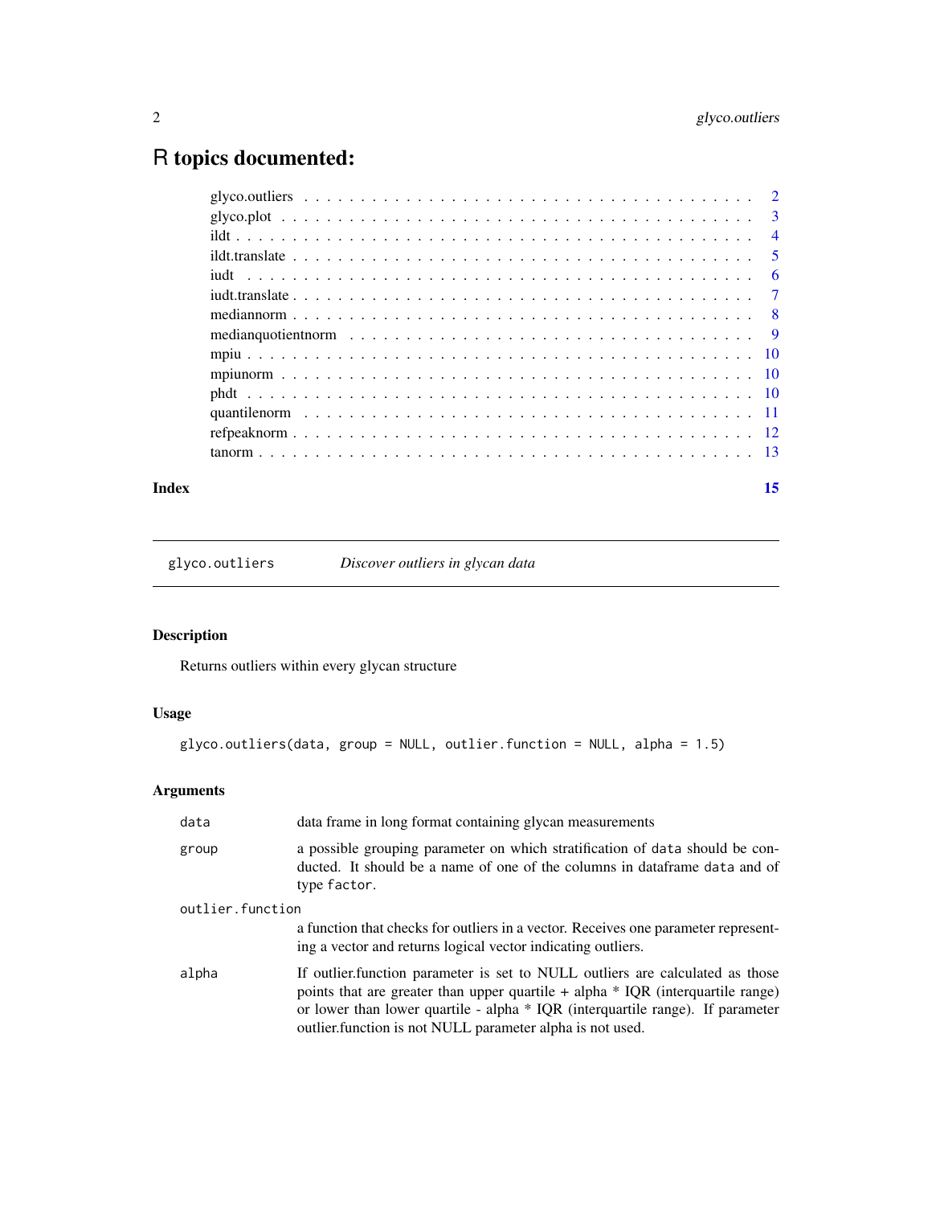# R topics documented:

| | |
|---|---|
| glyco.outliers | 2 |
| glyco.plot | 3 |
| ildt | 4 |
| ildt.translate | 5 |
| iudt | 6 |
| iudt.translate | 7 |
| mediannorm | 8 |
| medianquotientnorm | 9 |
| mpiu | 10 |
| mpiunorm | 10 |
| phdt | 10 |
| quantilenorm | 11 |
| refpeaknorm | 12 |
| tanorm | 13 |
| **Index** | **15** |

---

## glyco.outliers — *Discover outliers in glycan data*

### Description

Returns outliers within every glycan structure

### Usage

```
glyco.outliers(data, group = NULL, outlier.function = NULL, alpha = 1.5)
```

### Arguments

| | |
|---|---|
| `data` | data frame in long format containing glycan measurements |
| `group` | a possible grouping parameter on which stratification of `data` should be conducted. It should be a name of one of the columns in dataframe `data` and of type `factor`. |
| `outlier.function` | a function that checks for outliers in a vector. Receives one parameter representing a vector and returns logical vector indicating outliers. |
| `alpha` | If outlier.function parameter is set to NULL outliers are calculated as those points that are greater than upper quartile + alpha * IQR (interquartile range) or lower than lower quartile - alpha * IQR (interquartile range). If parameter outlier.function is not NULL parameter alpha is not used. |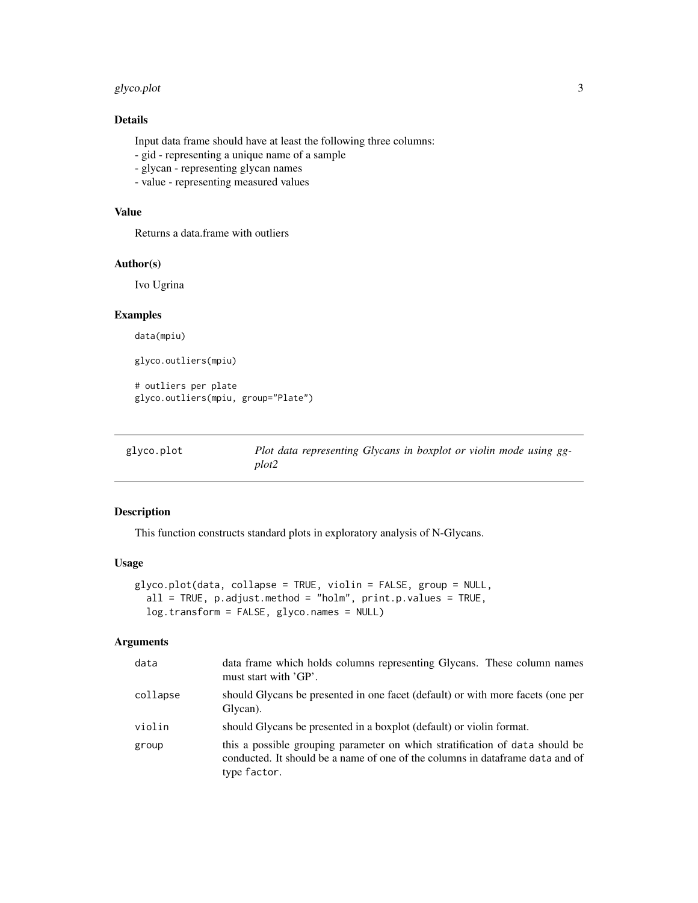### Details

Input data frame should have at least the following three columns:
- gid - representing a unique name of a sample
- glycan - representing glycan names
- value - representing measured values

### Value

Returns a data.frame with outliers

### Author(s)

Ivo Ugrina

### Examples

```
data(mpiu)

glyco.outliers(mpiu)

# outliers per plate
glyco.outliers(mpiu, group="Plate")
```

---

## glyco.plot — *Plot data representing Glycans in boxplot or violin mode using ggplot2*

---

### Description

This function constructs standard plots in exploratory analysis of N-Glycans.

### Usage

```
glyco.plot(data, collapse = TRUE, violin = FALSE, group = NULL,
  all = TRUE, p.adjust.method = "holm", print.p.values = TRUE,
  log.transform = FALSE, glyco.names = NULL)
```

### Arguments

| | |
|---|---|
| `data` | data frame which holds columns representing Glycans. These column names must start with 'GP'. |
| `collapse` | should Glycans be presented in one facet (default) or with more facets (one per Glycan). |
| `violin` | should Glycans be presented in a boxplot (default) or violin format. |
| `group` | this a possible grouping parameter on which stratification of `data` should be conducted. It should be a name of one of the columns in dataframe `data` and of type `factor`. |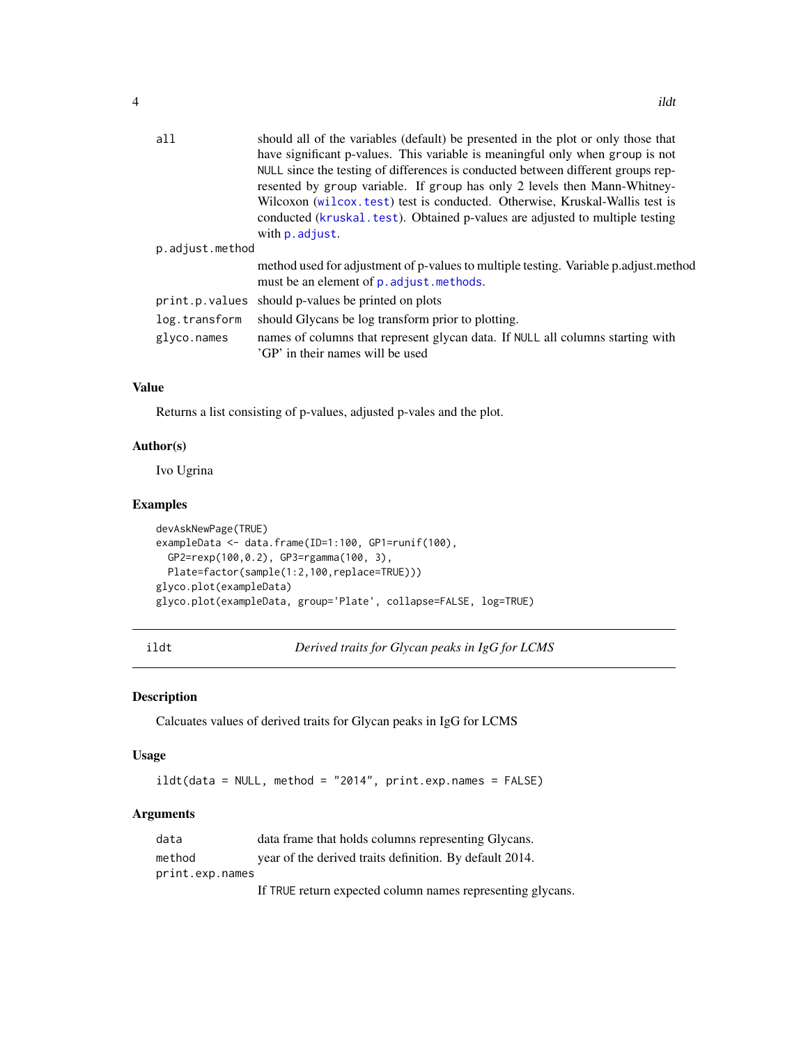| | |
|---|---|
| `all` | should all of the variables (default) be presented in the plot or only those that have significant p-values. This variable is meaningful only when `group` is not `NULL` since the testing of differences is conducted between different groups represented by `group` variable. If `group` has only 2 levels then Mann-Whitney-Wilcoxon (`wilcox.test`) test is conducted. Otherwise, Kruskal-Wallis test is conducted (`kruskal.test`). Obtained p-values are adjusted to multiple testing with `p.adjust`. |
| `p.adjust.method` | method used for adjustment of p-values to multiple testing. Variable p.adjust.method must be an element of `p.adjust.methods`. |
| `print.p.values` | should p-values be printed on plots |
| `log.transform` | should Glycans be log transform prior to plotting. |
| `glyco.names` | names of columns that represent glycan data. If `NULL` all columns starting with 'GP' in their names will be used |

### Value

Returns a list consisting of p-values, adjusted p-vales and the plot.

### Author(s)

Ivo Ugrina

### Examples

```
devAskNewPage(TRUE)
exampleData <- data.frame(ID=1:100, GP1=runif(100),
  GP2=rexp(100,0.2), GP3=rgamma(100, 3),
  Plate=factor(sample(1:2,100,replace=TRUE)))
glyco.plot(exampleData)
glyco.plot(exampleData, group='Plate', collapse=FALSE, log=TRUE)
```

---

## ildt — *Derived traits for Glycan peaks in IgG for LCMS*

### Description

Calcuates values of derived traits for Glycan peaks in IgG for LCMS

### Usage

```
ildt(data = NULL, method = "2014", print.exp.names = FALSE)
```

### Arguments

| | |
|---|---|
| `data` | data frame that holds columns representing Glycans. |
| `method` | year of the derived traits definition. By default 2014. |
| `print.exp.names` | If `TRUE` return expected column names representing glycans. |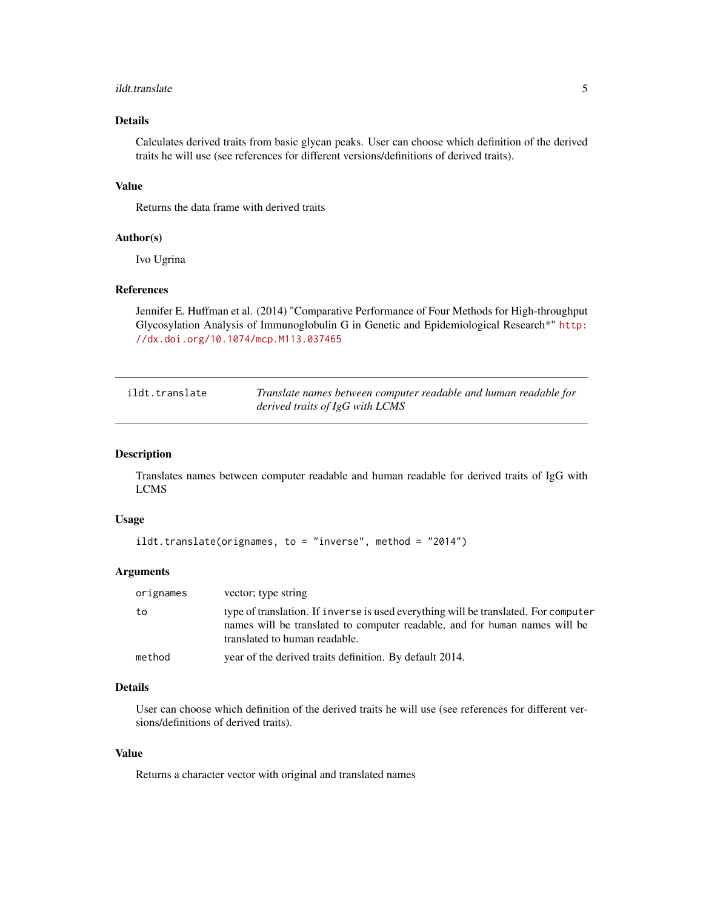### Details

Calculates derived traits from basic glycan peaks. User can choose which definition of the derived traits he will use (see references for different versions/definitions of derived traits).

### Value

Returns the data frame with derived traits

### Author(s)

Ivo Ugrina

### References

Jennifer E. Huffman et al. (2014) "Comparative Performance of Four Methods for High-throughput Glycosylation Analysis of Immunoglobulin G in Genetic and Epidemiological Research*" http://dx.doi.org/10.1074/mcp.M113.037465

---

## ildt.translate — *Translate names between computer readable and human readable for derived traits of IgG with LCMS*

---

### Description

Translates names between computer readable and human readable for derived traits of IgG with LCMS

### Usage

```
ildt.translate(orignames, to = "inverse", method = "2014")
```

### Arguments

| | |
|---|---|
| `orignames` | vector; type string |
| `to` | type of translation. If `inverse` is used everything will be translated. For `computer` names will be translated to computer readable, and for `human` names will be translated to human readable. |
| `method` | year of the derived traits definition. By default 2014. |

### Details

User can choose which definition of the derived traits he will use (see references for different versions/definitions of derived traits).

### Value

Returns a character vector with original and translated names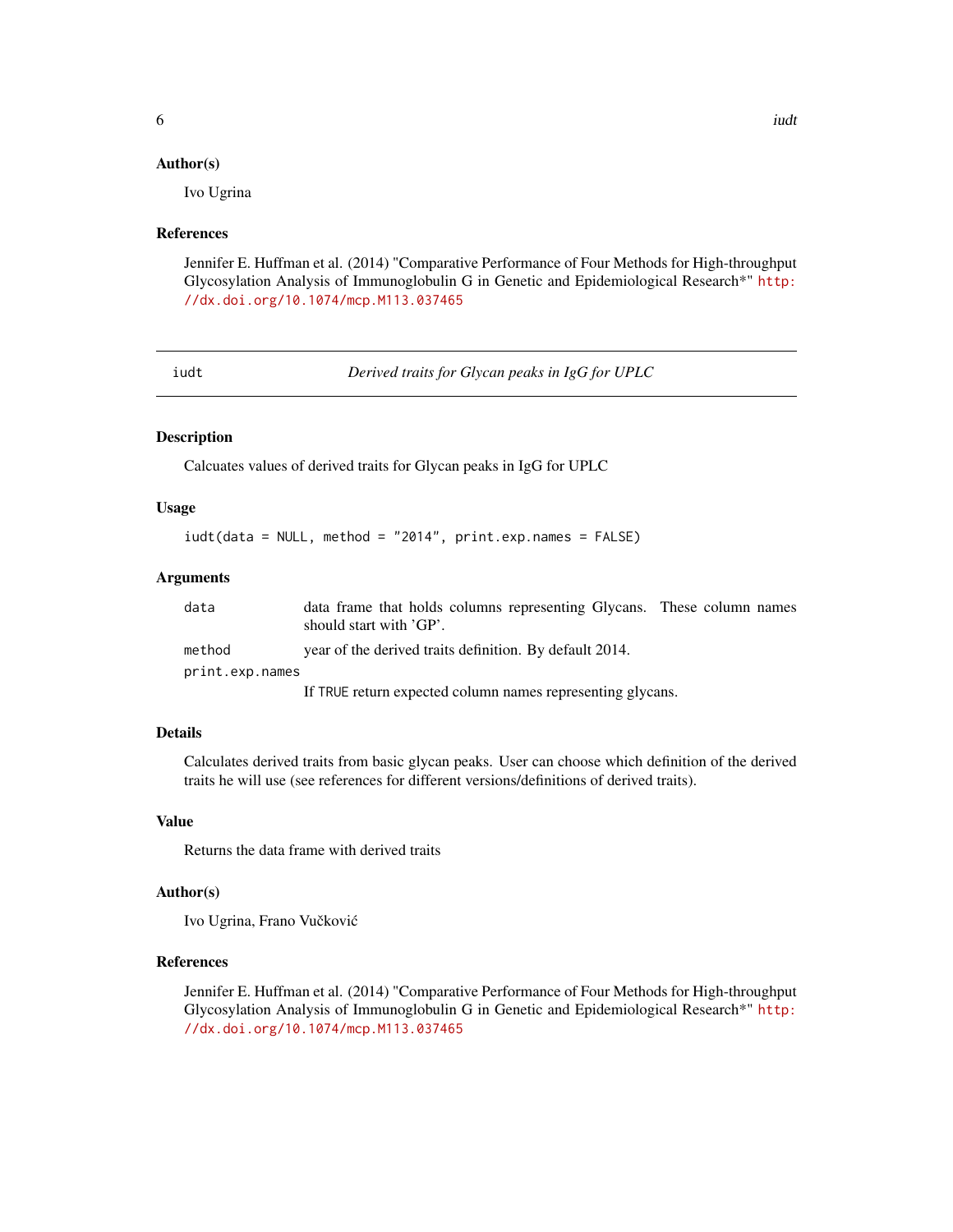### Author(s)

Ivo Ugrina

### References

Jennifer E. Huffman et al. (2014) "Comparative Performance of Four Methods for High-throughput Glycosylation Analysis of Immunoglobulin G in Genetic and Epidemiological Research*" http://dx.doi.org/10.1074/mcp.M113.037465

---

## iudt — *Derived traits for Glycan peaks in IgG for UPLC*

---

### Description

Calcuates values of derived traits for Glycan peaks in IgG for UPLC

### Usage

```
iudt(data = NULL, method = "2014", print.exp.names = FALSE)
```

### Arguments

| Argument | Description |
|---|---|
| `data` | data frame that holds columns representing Glycans. These column names should start with 'GP'. |
| `method` | year of the derived traits definition. By default 2014. |
| `print.exp.names` | If `TRUE` return expected column names representing glycans. |

### Details

Calculates derived traits from basic glycan peaks. User can choose which definition of the derived traits he will use (see references for different versions/definitions of derived traits).

### Value

Returns the data frame with derived traits

### Author(s)

Ivo Ugrina, Frano Vučković

### References

Jennifer E. Huffman et al. (2014) "Comparative Performance of Four Methods for High-throughput Glycosylation Analysis of Immunoglobulin G in Genetic and Epidemiological Research*" http://dx.doi.org/10.1074/mcp.M113.037465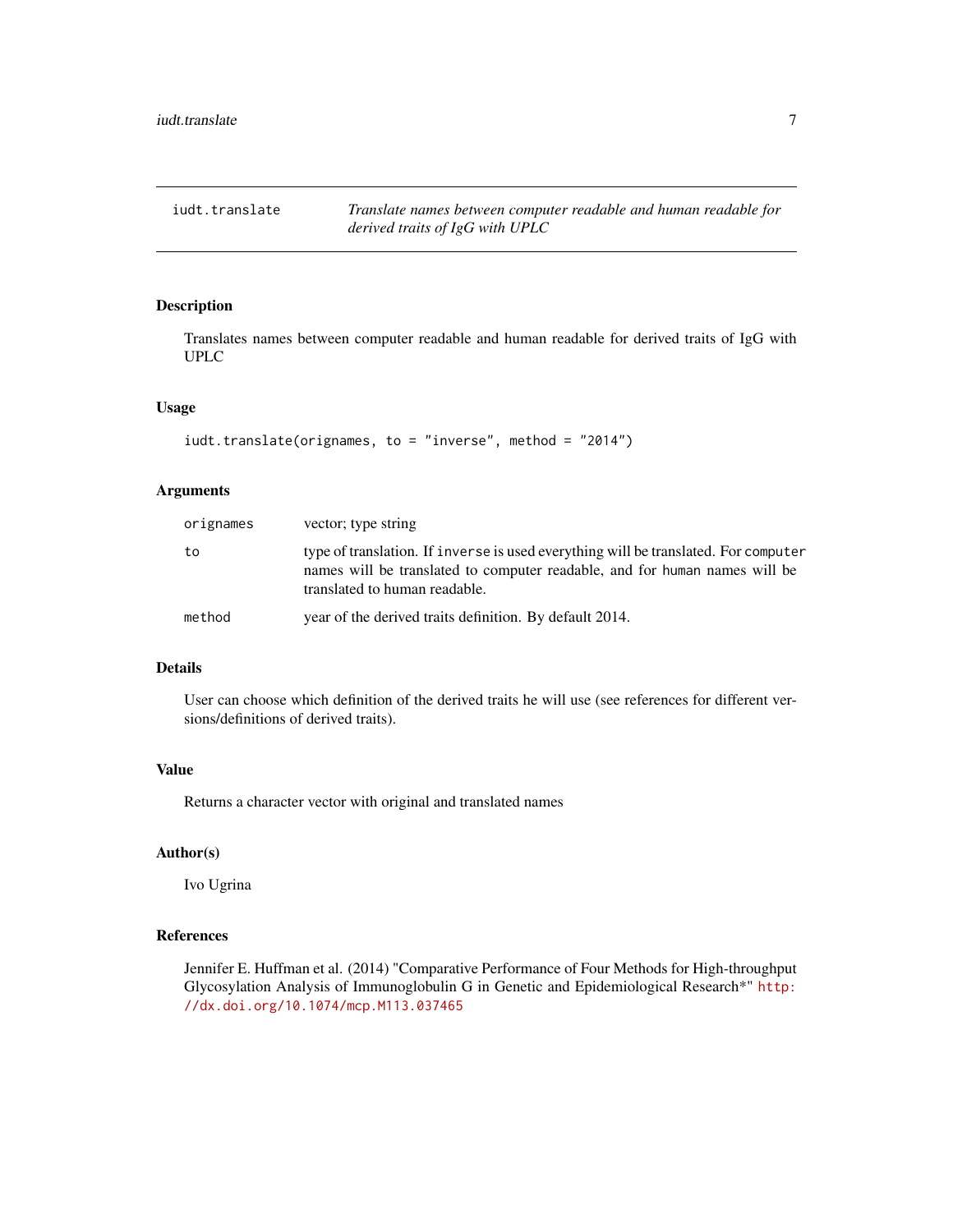## iudt.translate — *Translate names between computer readable and human readable for derived traits of IgG with UPLC*

### Description

Translates names between computer readable and human readable for derived traits of IgG with UPLC

### Usage

```
iudt.translate(orignames, to = "inverse", method = "2014")
```

### Arguments

| | |
|---|---|
| `orignames` | vector; type string |
| `to` | type of translation. If `inverse` is used everything will be translated. For `computer` names will be translated to computer readable, and for `human` names will be translated to human readable. |
| `method` | year of the derived traits definition. By default 2014. |

### Details

User can choose which definition of the derived traits he will use (see references for different versions/definitions of derived traits).

### Value

Returns a character vector with original and translated names

### Author(s)

Ivo Ugrina

### References

Jennifer E. Huffman et al. (2014) "Comparative Performance of Four Methods for High-throughput Glycosylation Analysis of Immunoglobulin G in Genetic and Epidemiological Research*" http://dx.doi.org/10.1074/mcp.M113.037465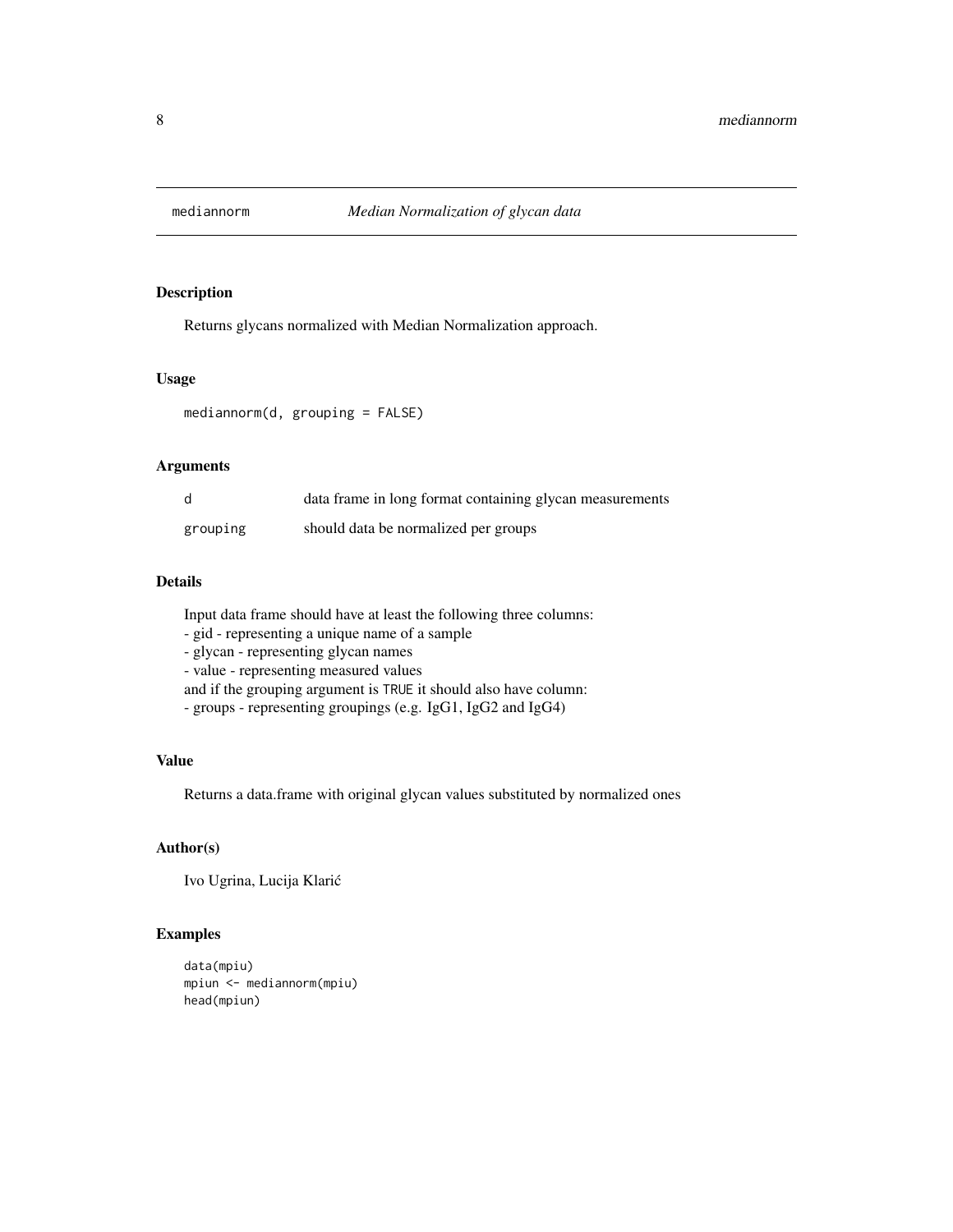# mediannorm — *Median Normalization of glycan data*

## Description

Returns glycans normalized with Median Normalization approach.

## Usage

```
mediannorm(d, grouping = FALSE)
```

## Arguments

| | |
|---|---|
| d | data frame in long format containing glycan measurements |
| grouping | should data be normalized per groups |

## Details

Input data frame should have at least the following three columns:
- gid - representing a unique name of a sample
- glycan - representing glycan names
- value - representing measured values
and if the grouping argument is TRUE it should also have column:
- groups - representing groupings (e.g. IgG1, IgG2 and IgG4)

## Value

Returns a data.frame with original glycan values substituted by normalized ones

## Author(s)

Ivo Ugrina, Lucija Klarić

## Examples

```
data(mpiu)
mpiun <- mediannorm(mpiu)
head(mpiun)
```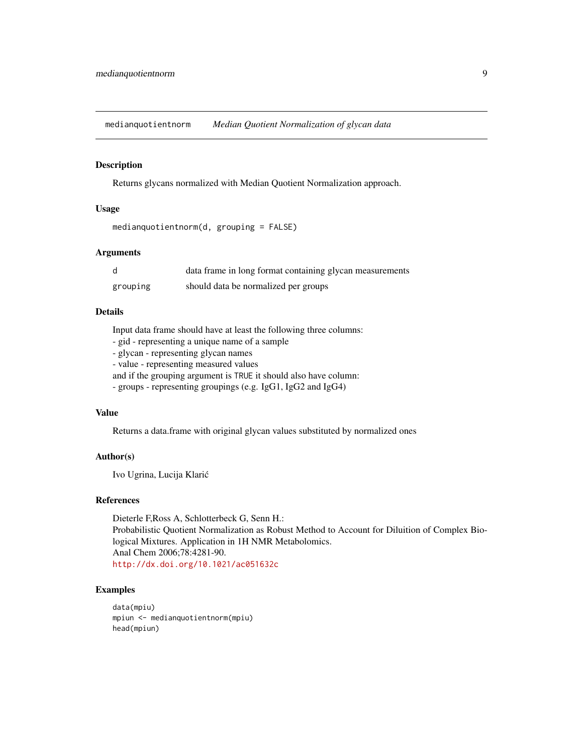## medianquotientnorm — *Median Quotient Normalization of glycan data*

### Description

Returns glycans normalized with Median Quotient Normalization approach.

### Usage

```
medianquotientnorm(d, grouping = FALSE)
```

### Arguments

| | |
|---|---|
| d | data frame in long format containing glycan measurements |
| grouping | should data be normalized per groups |

### Details

Input data frame should have at least the following three columns:
- gid - representing a unique name of a sample
- glycan - representing glycan names
- value - representing measured values
and if the grouping argument is TRUE it should also have column:
- groups - representing groupings (e.g. IgG1, IgG2 and IgG4)

### Value

Returns a data.frame with original glycan values substituted by normalized ones

### Author(s)

Ivo Ugrina, Lucija Klarić

### References

Dieterle F,Ross A, Schlotterbeck G, Senn H.:
Probabilistic Quotient Normalization as Robust Method to Account for Diluition of Complex Biological Mixtures. Application in 1H NMR Metabolomics.
Anal Chem 2006;78:4281-90.
http://dx.doi.org/10.1021/ac051632c

### Examples

```
data(mpiu)
mpiun <- medianquotientnorm(mpiu)
head(mpiun)
```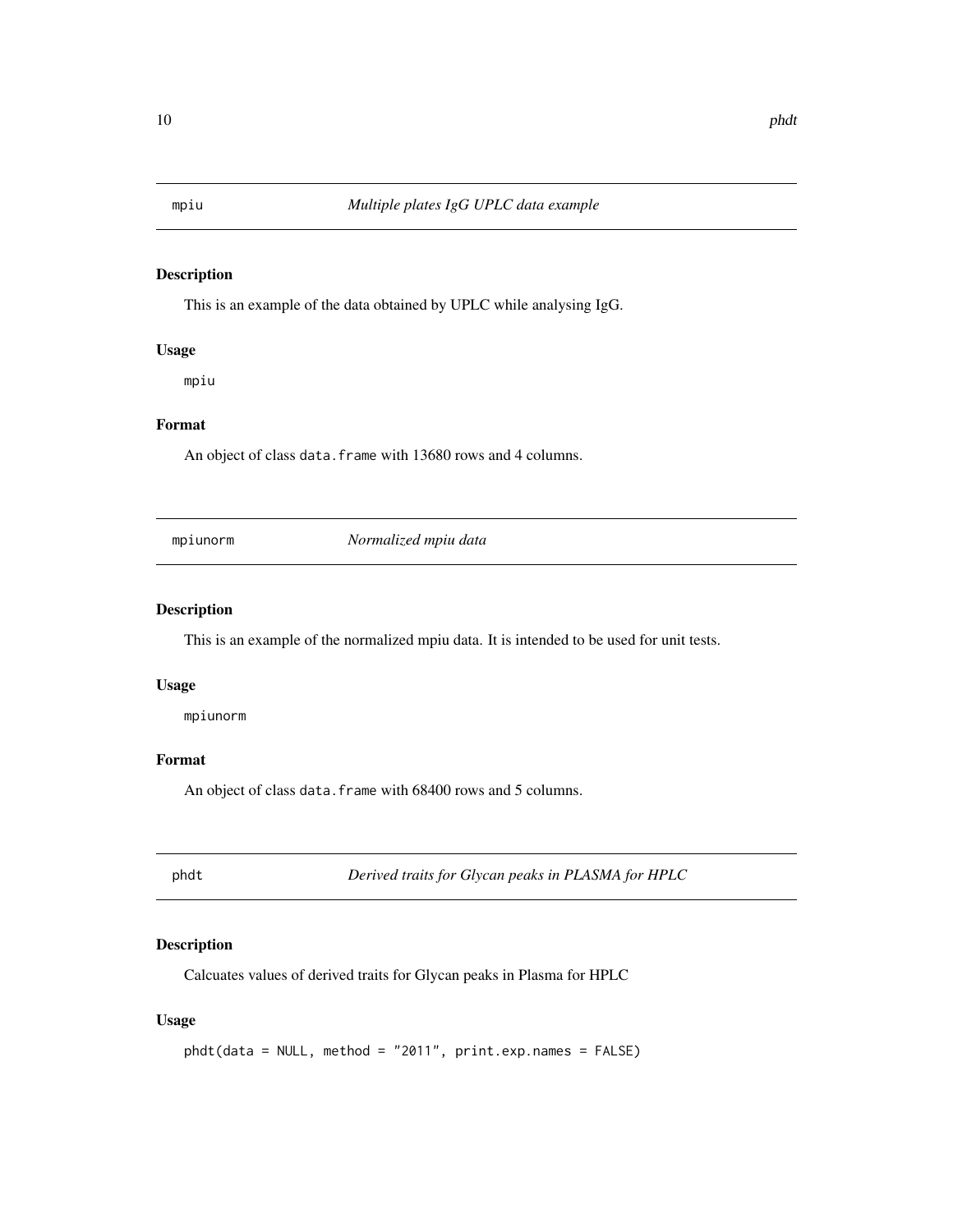## mpiu — *Multiple plates IgG UPLC data example*

### Description

This is an example of the data obtained by UPLC while analysing IgG.

### Usage

```
mpiu
```

### Format

An object of class `data.frame` with 13680 rows and 4 columns.

## mpiunorm — *Normalized mpiu data*

### Description

This is an example of the normalized mpiu data. It is intended to be used for unit tests.

### Usage

```
mpiunorm
```

### Format

An object of class `data.frame` with 68400 rows and 5 columns.

## phdt — *Derived traits for Glycan peaks in PLASMA for HPLC*

### Description

Calcuates values of derived traits for Glycan peaks in Plasma for HPLC

### Usage

```
phdt(data = NULL, method = "2011", print.exp.names = FALSE)
```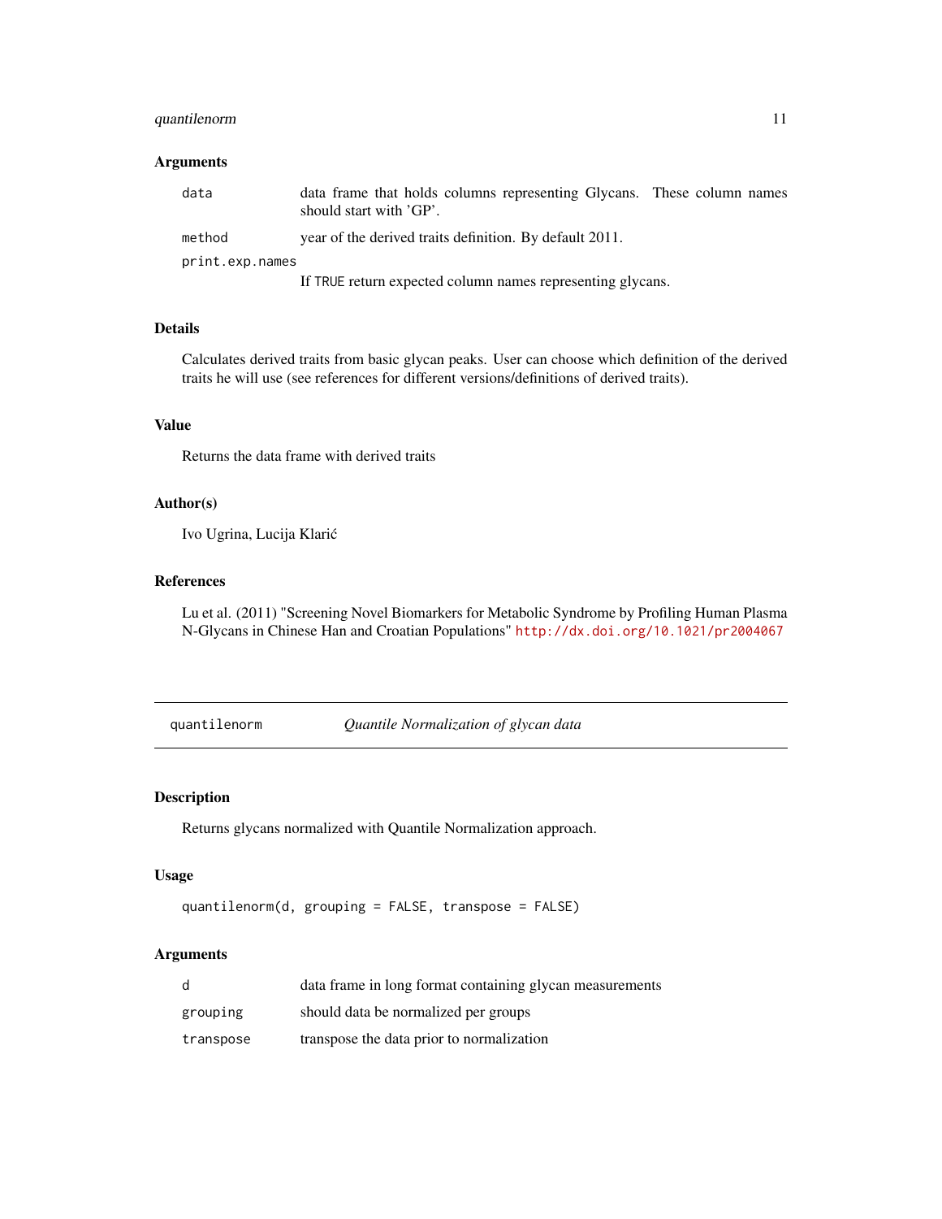### Arguments

| | |
|---|---|
| `data` | data frame that holds columns representing Glycans. These column names should start with 'GP'. |
| `method` | year of the derived traits definition. By default 2011. |
| `print.exp.names` | If `TRUE` return expected column names representing glycans. |

### Details

Calculates derived traits from basic glycan peaks. User can choose which definition of the derived traits he will use (see references for different versions/definitions of derived traits).

### Value

Returns the data frame with derived traits

### Author(s)

Ivo Ugrina, Lucija Klarić

### References

Lu et al. (2011) "Screening Novel Biomarkers for Metabolic Syndrome by Profiling Human Plasma N-Glycans in Chinese Han and Croatian Populations" http://dx.doi.org/10.1021/pr2004067

---

## `quantilenorm` *Quantile Normalization of glycan data*

---

### Description

Returns glycans normalized with Quantile Normalization approach.

### Usage

```
quantilenorm(d, grouping = FALSE, transpose = FALSE)
```

### Arguments

| | |
|---|---|
| `d` | data frame in long format containing glycan measurements |
| `grouping` | should data be normalized per groups |
| `transpose` | transpose the data prior to normalization |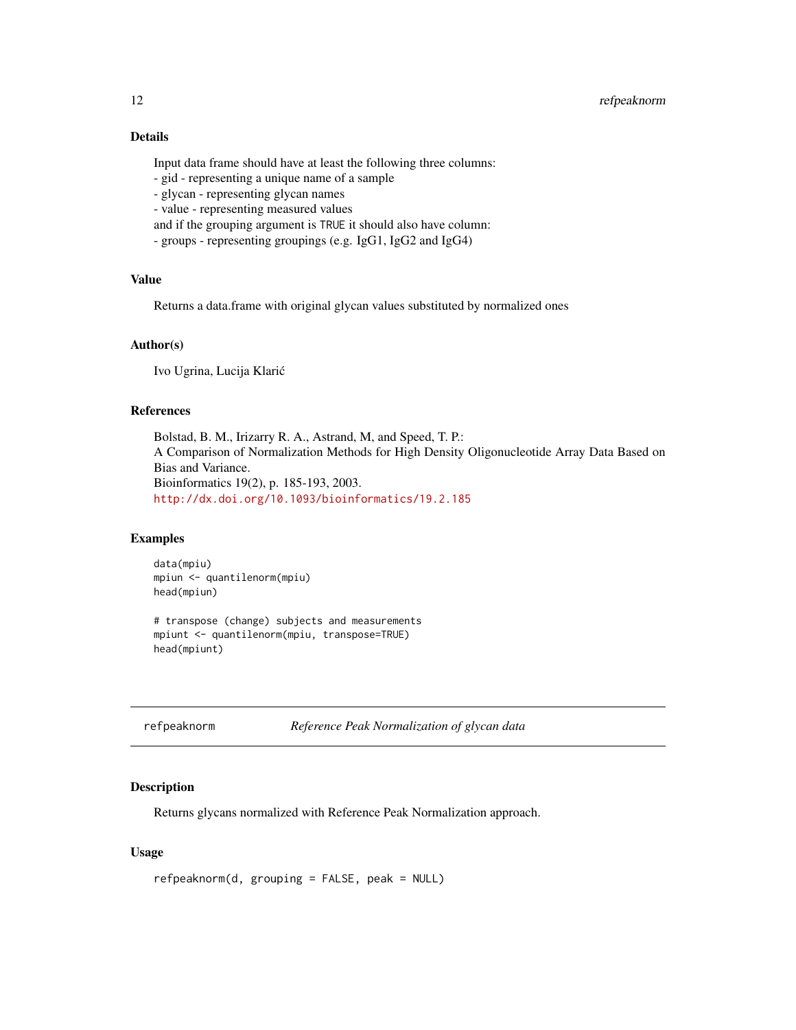### Details

Input data frame should have at least the following three columns:
- gid - representing a unique name of a sample
- glycan - representing glycan names
- value - representing measured values
and if the grouping argument is `TRUE` it should also have column:
- groups - representing groupings (e.g. IgG1, IgG2 and IgG4)

### Value

Returns a data.frame with original glycan values substituted by normalized ones

### Author(s)

Ivo Ugrina, Lucija Klarić

### References

Bolstad, B. M., Irizarry R. A., Astrand, M, and Speed, T. P.:
A Comparison of Normalization Methods for High Density Oligonucleotide Array Data Based on Bias and Variance.
Bioinformatics 19(2), p. 185-193, 2003.
http://dx.doi.org/10.1093/bioinformatics/19.2.185

### Examples

```
data(mpiu)
mpiun <- quantilenorm(mpiu)
head(mpiun)

# transpose (change) subjects and measurements
mpiunt <- quantilenorm(mpiu, transpose=TRUE)
head(mpiunt)
```

---

## refpeaknorm *Reference Peak Normalization of glycan data*

### Description

Returns glycans normalized with Reference Peak Normalization approach.

### Usage

```
refpeaknorm(d, grouping = FALSE, peak = NULL)
```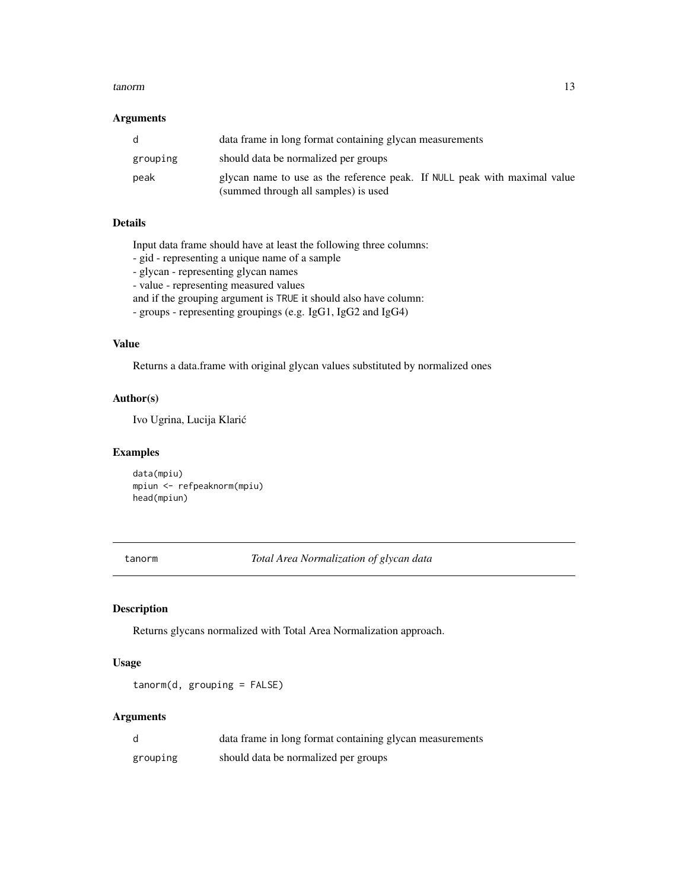### Arguments

| | |
|---|---|
| d | data frame in long format containing glycan measurements |
| grouping | should data be normalized per groups |
| peak | glycan name to use as the reference peak. If NULL peak with maximal value (summed through all samples) is used |

### Details

Input data frame should have at least the following three columns:
- gid - representing a unique name of a sample
- glycan - representing glycan names
- value - representing measured values
and if the grouping argument is TRUE it should also have column:
- groups - representing groupings (e.g. IgG1, IgG2 and IgG4)

### Value

Returns a data.frame with original glycan values substituted by normalized ones

### Author(s)

Ivo Ugrina, Lucija Klarić

### Examples

```
data(mpiu)
mpiun <- refpeaknorm(mpiu)
head(mpiun)
```

---

## tanorm — *Total Area Normalization of glycan data*

---

### Description

Returns glycans normalized with Total Area Normalization approach.

### Usage

```
tanorm(d, grouping = FALSE)
```

### Arguments

| | |
|---|---|
| d | data frame in long format containing glycan measurements |
| grouping | should data be normalized per groups |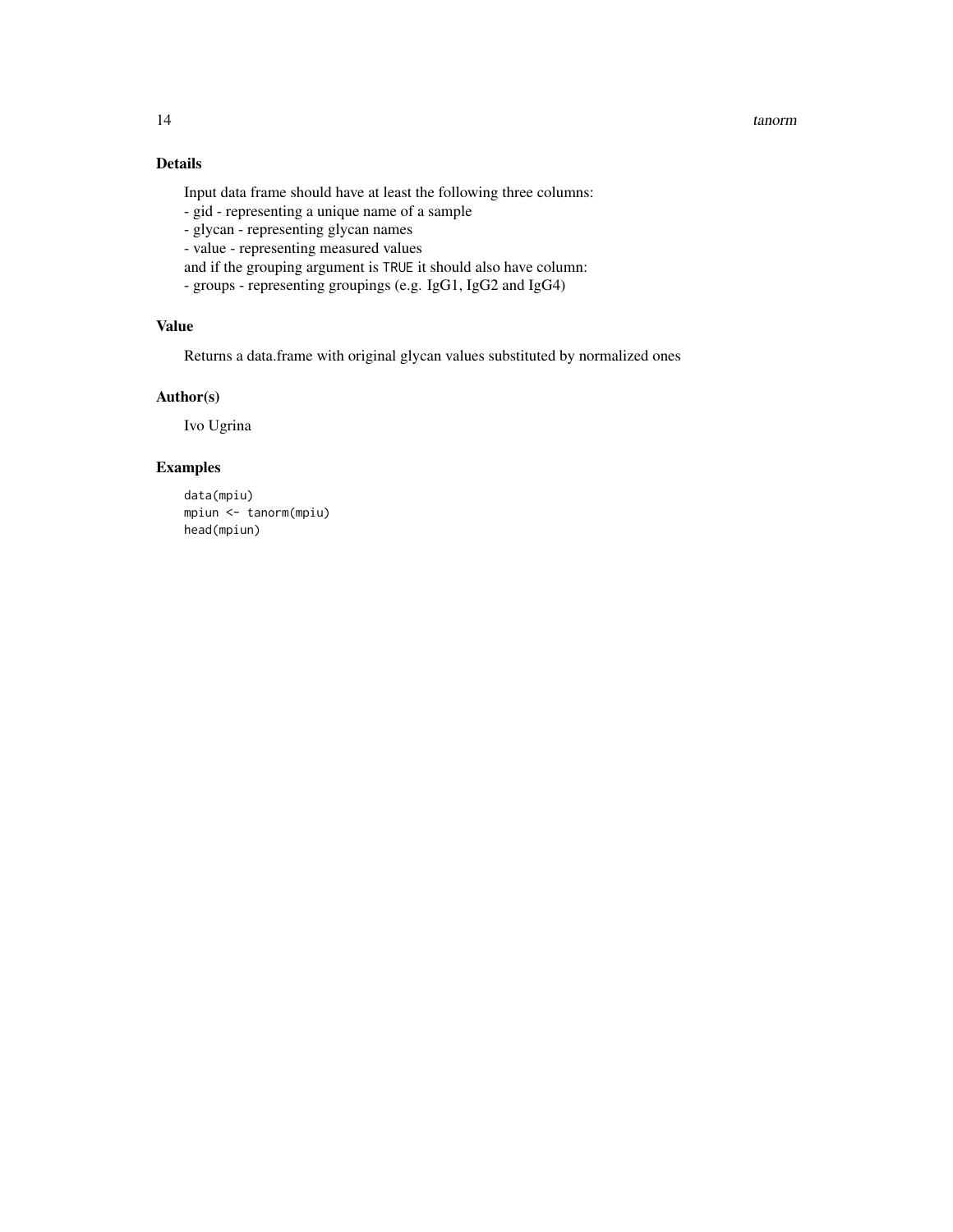## Details

Input data frame should have at least the following three columns:
- gid - representing a unique name of a sample
- glycan - representing glycan names
- value - representing measured values

and if the grouping argument is `TRUE` it should also have column:
- groups - representing groupings (e.g. IgG1, IgG2 and IgG4)

## Value

Returns a data.frame with original glycan values substituted by normalized ones

## Author(s)

Ivo Ugrina

## Examples

```
data(mpiu)
mpiun <- tanorm(mpiu)
head(mpiun)
```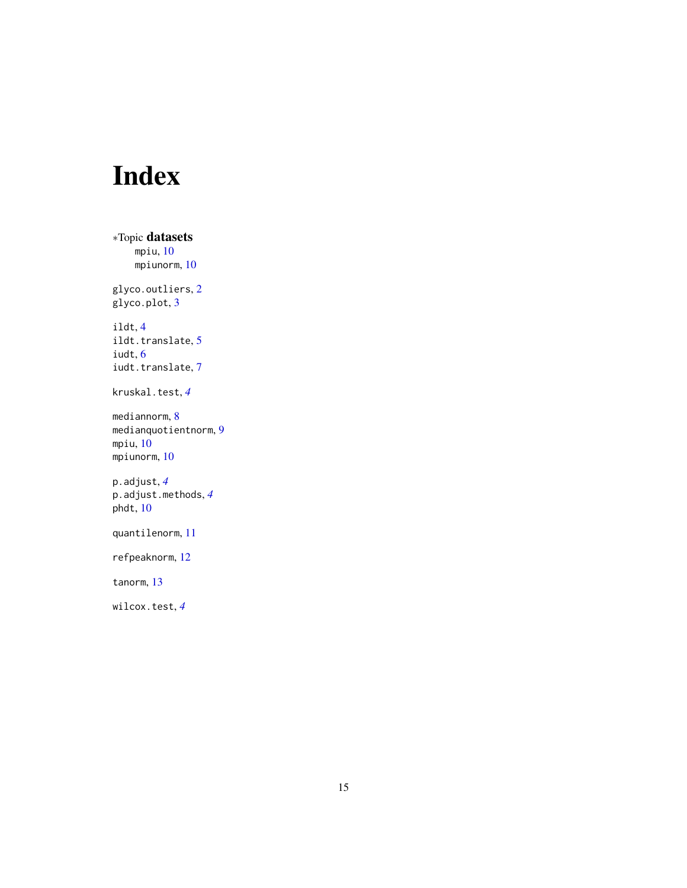# Index

*Topic **datasets**
    mpiu, 10
    mpiunorm, 10

glyco.outliers, 2
glyco.plot, 3

ildt, 4
ildt.translate, 5
iudt, 6
iudt.translate, 7

kruskal.test, *4*

mediannorm, 8
medianquotientnorm, 9
mpiu, 10
mpiunorm, 10

p.adjust, *4*
p.adjust.methods, *4*
phdt, 10

quantilenorm, 11

refpeaknorm, 12

tanorm, 13

wilcox.test, *4*